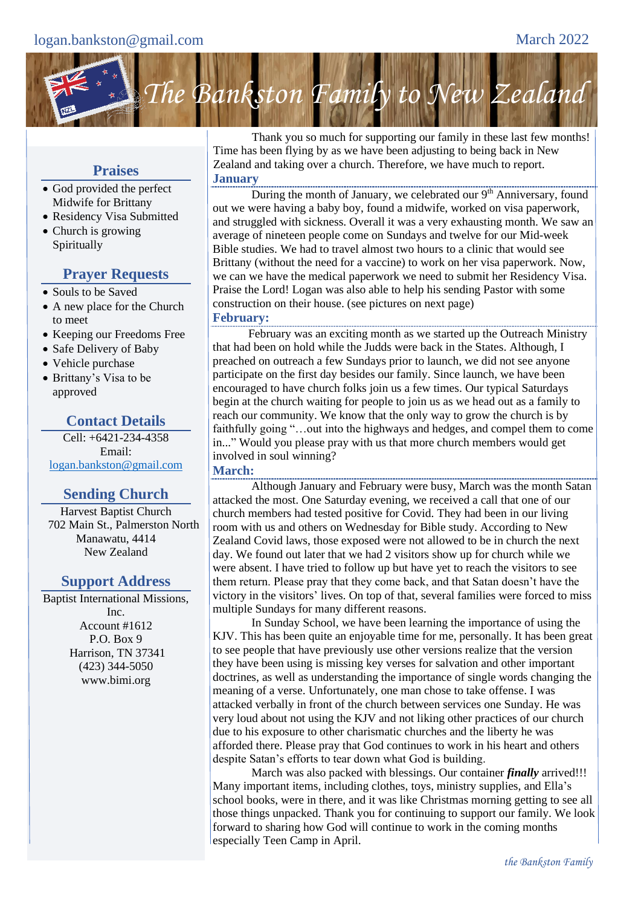# The Bankston Family to New Zealand

## Praises

- God provided the perfect Midwife for Brittany
- Residency Visa Submitted
- Church is growing Spiritually

## Prayer Requests

- Souls to be Saved
- A new place for the Church to meet
- Keeping our Freedoms Free
- Safe Delivery of Baby
- Vehicle purchase
- Brittany's Visa to be approved

## Contact Details

Cell: +6421-234-4358
Email:
logan.bankston@gmail.com

## Sending Church

Harvest Baptist Church
702 Main St., Palmerston North
Manawatu, 4414
New Zealand

## Support Address

Baptist International Missions, Inc.
Account #1612
P.O. Box 9
Harrison, TN 37341
(423) 344-5050
www.bimi.org

Thank you so much for supporting our family in these last few months! Time has been flying by as we have been adjusting to being back in New Zealand and taking over a church. Therefore, we have much to report.

### January

During the month of January, we celebrated our 9th Anniversary, found out we were having a baby boy, found a midwife, worked on visa paperwork, and struggled with sickness. Overall it was a very exhausting month. We saw an average of nineteen people come on Sundays and twelve for our Mid-week Bible studies. We had to travel almost two hours to a clinic that would see Brittany (without the need for a vaccine) to work on her visa paperwork. Now, we can we have the medical paperwork we need to submit her Residency Visa. Praise the Lord! Logan was also able to help his sending Pastor with some construction on their house. (see pictures on next page)

### February:

February was an exciting month as we started up the Outreach Ministry that had been on hold while the Judds were back in the States. Although, I preached on outreach a few Sundays prior to launch, we did not see anyone participate on the first day besides our family. Since launch, we have been encouraged to have church folks join us a few times. Our typical Saturdays begin at the church waiting for people to join us as we head out as a family to reach our community. We know that the only way to grow the church is by faithfully going "…out into the highways and hedges, and compel them to come in..." Would you please pray with us that more church members would get involved in soul winning?

### March:

Although January and February were busy, March was the month Satan attacked the most. One Saturday evening, we received a call that one of our church members had tested positive for Covid. They had been in our living room with us and others on Wednesday for Bible study. According to New Zealand Covid laws, those exposed were not allowed to be in church the next day. We found out later that we had 2 visitors show up for church while we were absent. I have tried to follow up but have yet to reach the visitors to see them return. Please pray that they come back, and that Satan doesn't have the victory in the visitors' lives. On top of that, several families were forced to miss multiple Sundays for many different reasons.

In Sunday School, we have been learning the importance of using the KJV. This has been quite an enjoyable time for me, personally. It has been great to see people that have previously use other versions realize that the version they have been using is missing key verses for salvation and other important doctrines, as well as understanding the importance of single words changing the meaning of a verse. Unfortunately, one man chose to take offense. I was attacked verbally in front of the church between services one Sunday. He was very loud about not using the KJV and not liking other practices of our church due to his exposure to other charismatic churches and the liberty he was afforded there. Please pray that God continues to work in his heart and others despite Satan's efforts to tear down what God is building.

March was also packed with blessings. Our container ***finally*** arrived!!! Many important items, including clothes, toys, ministry supplies, and Ella's school books, were in there, and it was like Christmas morning getting to see all those things unpacked. Thank you for continuing to support our family. We look forward to sharing how God will continue to work in the coming months especially Teen Camp in April.

*the Bankston Family*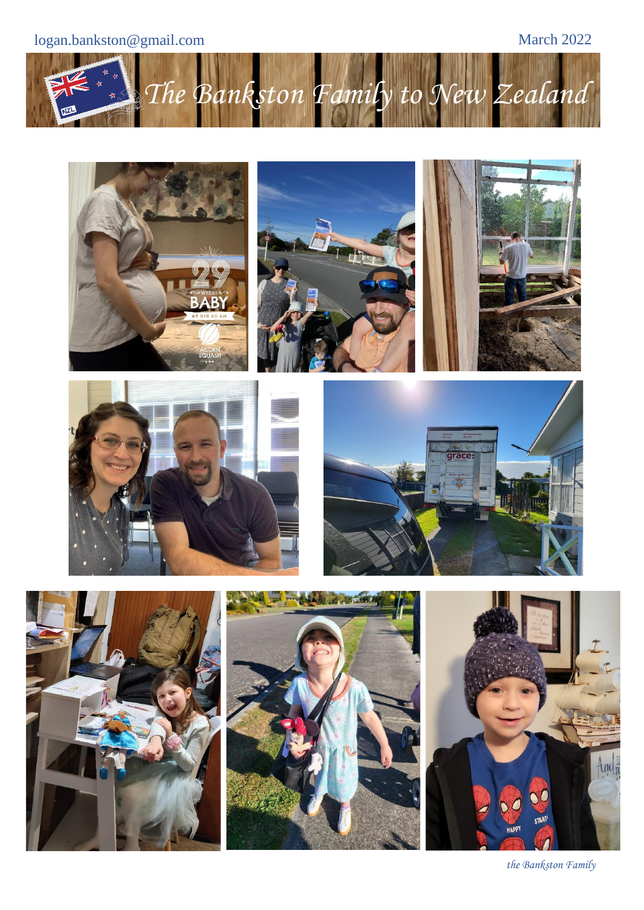logan.bankston@gmail.com

March 2022

# *The Bankston Family to New Zealand*

*the Bankston Family*